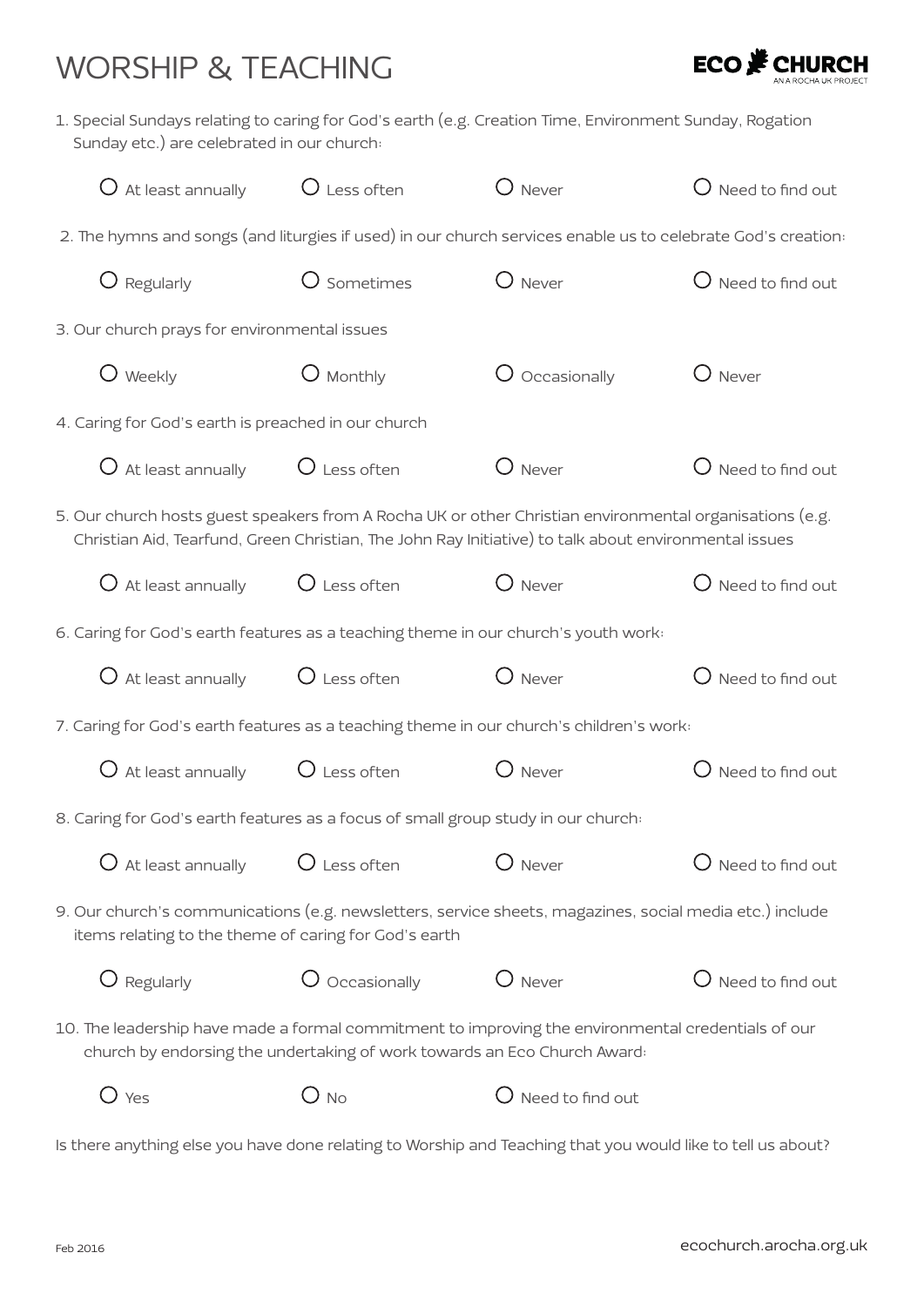# WORSHIP & TEACHING

ECO CHURCH
AN A ROCHA UK PROJECT

1. Special Sundays relating to caring for God's earth (e.g. Creation Time, Environment Sunday, Rogation Sunday etc.) are celebrated in our church:

   ○ At least annually ○ Less often ○ Never ○ Need to find out

2. The hymns and songs (and liturgies if used) in our church services enable us to celebrate God's creation:

   ○ Regularly ○ Sometimes ○ Never ○ Need to find out

3. Our church prays for environmental issues

   ○ Weekly ○ Monthly ○ Occasionally ○ Never

4. Caring for God's earth is preached in our church

   ○ At least annually ○ Less often ○ Never ○ Need to find out

5. Our church hosts guest speakers from A Rocha UK or other Christian environmental organisations (e.g. Christian Aid, Tearfund, Green Christian, The John Ray Initiative) to talk about environmental issues

   ○ At least annually ○ Less often ○ Never ○ Need to find out

6. Caring for God's earth features as a teaching theme in our church's youth work:

   ○ At least annually ○ Less often ○ Never ○ Need to find out

7. Caring for God's earth features as a teaching theme in our church's children's work:

   ○ At least annually ○ Less often ○ Never ○ Need to find out

8. Caring for God's earth features as a focus of small group study in our church:

   ○ At least annually ○ Less often ○ Never ○ Need to find out

9. Our church's communications (e.g. newsletters, service sheets, magazines, social media etc.) include items relating to the theme of caring for God's earth

   ○ Regularly ○ Occasionally ○ Never ○ Need to find out

10. The leadership have made a formal commitment to improving the environmental credentials of our church by endorsing the undertaking of work towards an Eco Church Award:

    ○ Yes ○ No ○ Need to find out

Is there anything else you have done relating to Worship and Teaching that you would like to tell us about?

Feb 2016

ecochurch.arocha.org.uk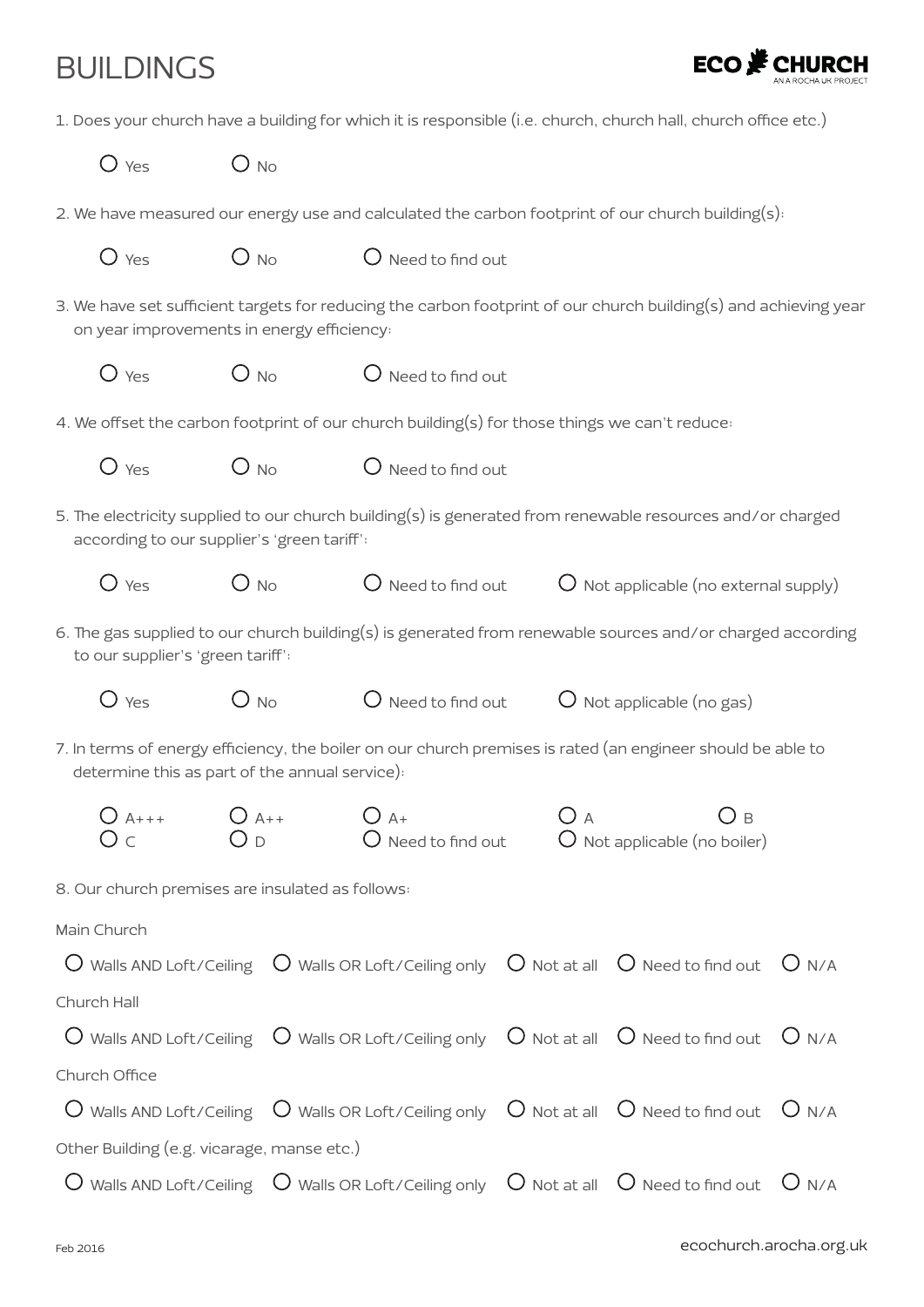# BUILDINGS

ECO CHURCH
AN A ROCHA UK PROJECT

1. Does your church have a building for which it is responsible (i.e. church, church hall, church office etc.)

- ○ Yes
- ○ No

2. We have measured our energy use and calculated the carbon footprint of our church building(s):

- ○ Yes
- ○ No
- ○ Need to find out

3. We have set sufficient targets for reducing the carbon footprint of our church building(s) and achieving year on year improvements in energy efficiency:

- ○ Yes
- ○ No
- ○ Need to find out

4. We offset the carbon footprint of our church building(s) for those things we can't reduce:

- ○ Yes
- ○ No
- ○ Need to find out

5. The electricity supplied to our church building(s) is generated from renewable resources and/or charged according to our supplier's 'green tariff':

- ○ Yes
- ○ No
- ○ Need to find out
- ○ Not applicable (no external supply)

6. The gas supplied to our church building(s) is generated from renewable sources and/or charged according to our supplier's 'green tariff':

- ○ Yes
- ○ No
- ○ Need to find out
- ○ Not applicable (no gas)

7. In terms of energy efficiency, the boiler on our church premises is rated (an engineer should be able to determine this as part of the annual service):

- ○ A+++
- ○ A++
- ○ A+
- ○ A
- ○ B
- ○ C
- ○ D
- ○ Need to find out
- ○ Not applicable (no boiler)

8. Our church premises are insulated as follows:

Main Church

- ○ Walls AND Loft/Ceiling
- ○ Walls OR Loft/Ceiling only
- ○ Not at all
- ○ Need to find out
- ○ N/A

Church Hall

- ○ Walls AND Loft/Ceiling
- ○ Walls OR Loft/Ceiling only
- ○ Not at all
- ○ Need to find out
- ○ N/A

Church Office

- ○ Walls AND Loft/Ceiling
- ○ Walls OR Loft/Ceiling only
- ○ Not at all
- ○ Need to find out
- ○ N/A

Other Building (e.g. vicarage, manse etc.)

- ○ Walls AND Loft/Ceiling
- ○ Walls OR Loft/Ceiling only
- ○ Not at all
- ○ Need to find out
- ○ N/A

Feb 2016

ecochurch.arocha.org.uk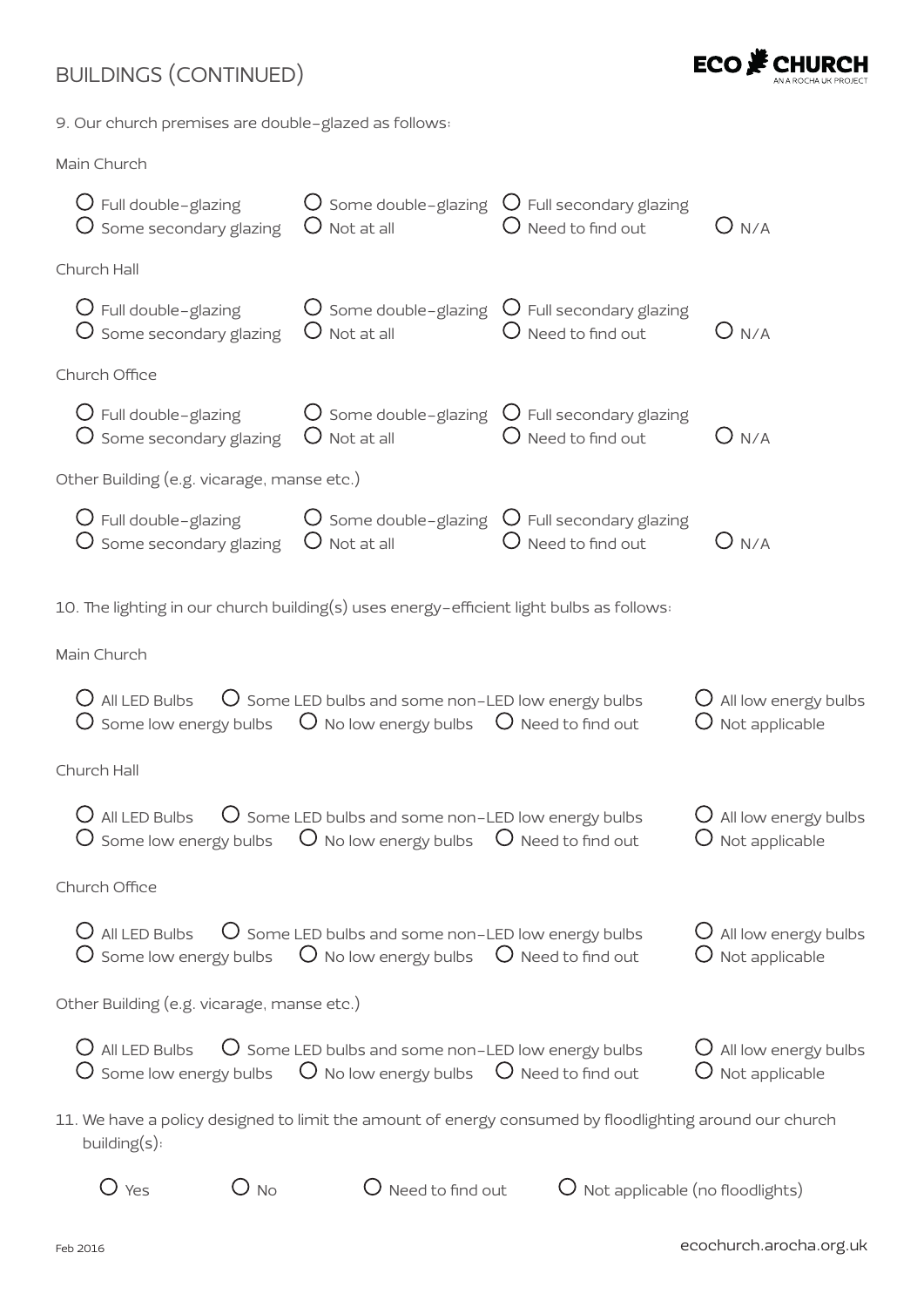# BUILDINGS (CONTINUED)

9. Our church premises are double-glazed as follows:

Main Church

- ○ Full double-glazing
- ○ Some double-glazing
- ○ Full secondary glazing
- ○ Some secondary glazing
- ○ Not at all
- ○ Need to find out
- ○ N/A

Church Hall

- ○ Full double-glazing
- ○ Some double-glazing
- ○ Full secondary glazing
- ○ Some secondary glazing
- ○ Not at all
- ○ Need to find out
- ○ N/A

Church Office

- ○ Full double-glazing
- ○ Some double-glazing
- ○ Full secondary glazing
- ○ Some secondary glazing
- ○ Not at all
- ○ Need to find out
- ○ N/A

Other Building (e.g. vicarage, manse etc.)

- ○ Full double-glazing
- ○ Some double-glazing
- ○ Full secondary glazing
- ○ Some secondary glazing
- ○ Not at all
- ○ Need to find out
- ○ N/A

10. The lighting in our church building(s) uses energy-efficient light bulbs as follows:

Main Church

- ○ All LED Bulbs
- ○ Some LED bulbs and some non-LED low energy bulbs
- ○ All low energy bulbs
- ○ Some low energy bulbs
- ○ No low energy bulbs
- ○ Need to find out
- ○ Not applicable

Church Hall

- ○ All LED Bulbs
- ○ Some LED bulbs and some non-LED low energy bulbs
- ○ All low energy bulbs
- ○ Some low energy bulbs
- ○ No low energy bulbs
- ○ Need to find out
- ○ Not applicable

Church Office

- ○ All LED Bulbs
- ○ Some LED bulbs and some non-LED low energy bulbs
- ○ All low energy bulbs
- ○ Some low energy bulbs
- ○ No low energy bulbs
- ○ Need to find out
- ○ Not applicable

Other Building (e.g. vicarage, manse etc.)

- ○ All LED Bulbs
- ○ Some LED bulbs and some non-LED low energy bulbs
- ○ All low energy bulbs
- ○ Some low energy bulbs
- ○ No low energy bulbs
- ○ Need to find out
- ○ Not applicable

11. We have a policy designed to limit the amount of energy consumed by floodlighting around our church building(s):

- ○ Yes
- ○ No
- ○ Need to find out
- ○ Not applicable (no floodlights)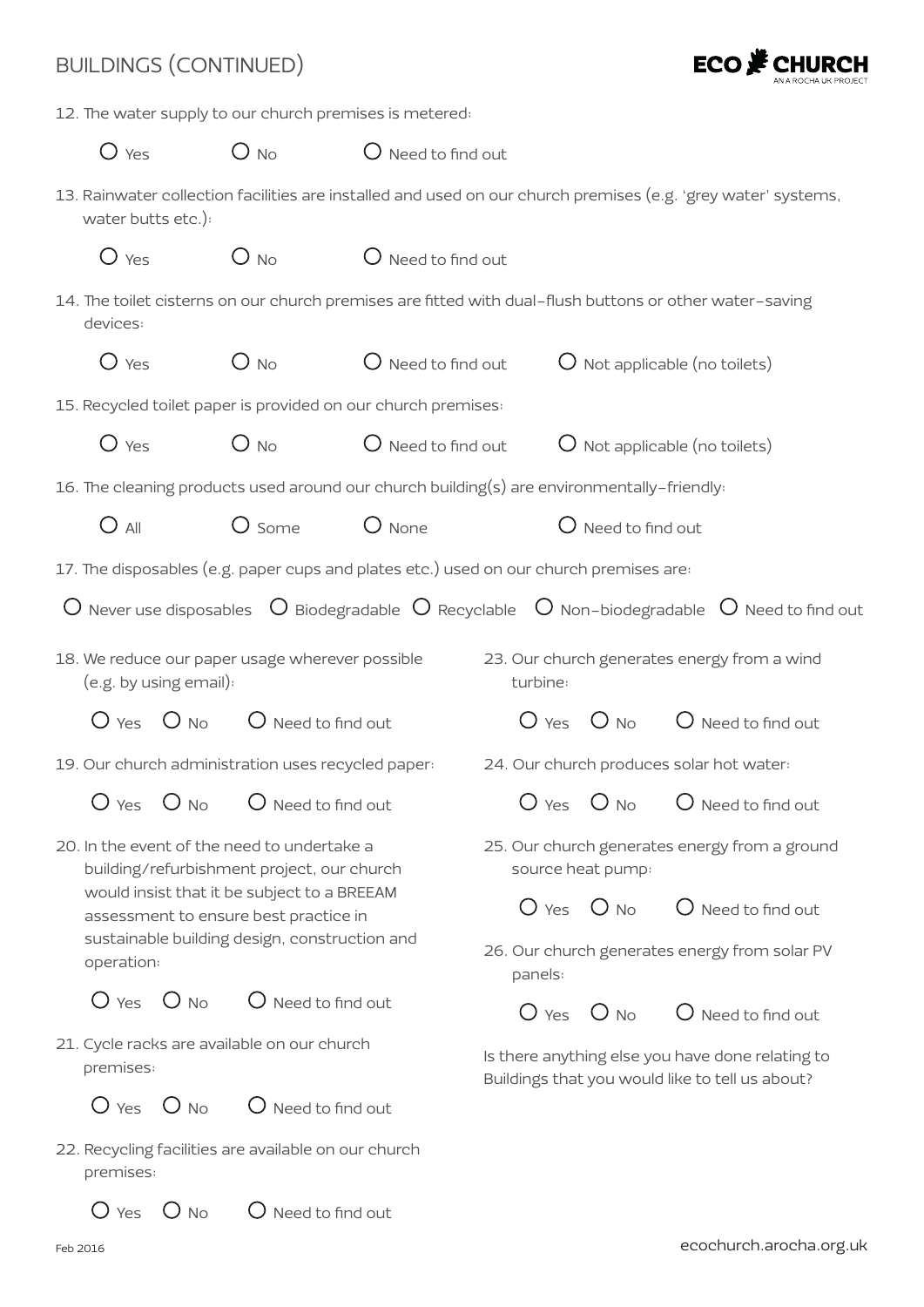# BUILDINGS (CONTINUED)

12. The water supply to our church premises is metered:

 ○ Yes ○ No ○ Need to find out

13. Rainwater collection facilities are installed and used on our church premises (e.g. 'grey water' systems, water butts etc.):

 ○ Yes ○ No ○ Need to find out

14. The toilet cisterns on our church premises are fitted with dual-flush buttons or other water-saving devices:

 ○ Yes ○ No ○ Need to find out ○ Not applicable (no toilets)

15. Recycled toilet paper is provided on our church premises:

 ○ Yes ○ No ○ Need to find out ○ Not applicable (no toilets)

16. The cleaning products used around our church building(s) are environmentally-friendly:

 ○ All ○ Some ○ None ○ Need to find out

17. The disposables (e.g. paper cups and plates etc.) used on our church premises are:

 ○ Never use disposables ○ Biodegradable ○ Recyclable ○ Non-biodegradable ○ Need to find out

18. We reduce our paper usage wherever possible (e.g. by using email):

 ○ Yes ○ No ○ Need to find out

19. Our church administration uses recycled paper:

 ○ Yes ○ No ○ Need to find out

20. In the event of the need to undertake a building/refurbishment project, our church would insist that it be subject to a BREEAM assessment to ensure best practice in sustainable building design, construction and operation:

 ○ Yes ○ No ○ Need to find out

21. Cycle racks are available on our church premises:

 ○ Yes ○ No ○ Need to find out

22. Recycling facilities are available on our church premises:

 ○ Yes ○ No ○ Need to find out

23. Our church generates energy from a wind turbine:

 ○ Yes ○ No ○ Need to find out

24. Our church produces solar hot water:

 ○ Yes ○ No ○ Need to find out

25. Our church generates energy from a ground source heat pump:

 ○ Yes ○ No ○ Need to find out

26. Our church generates energy from solar PV panels:

 ○ Yes ○ No ○ Need to find out

Is there anything else you have done relating to Buildings that you would like to tell us about?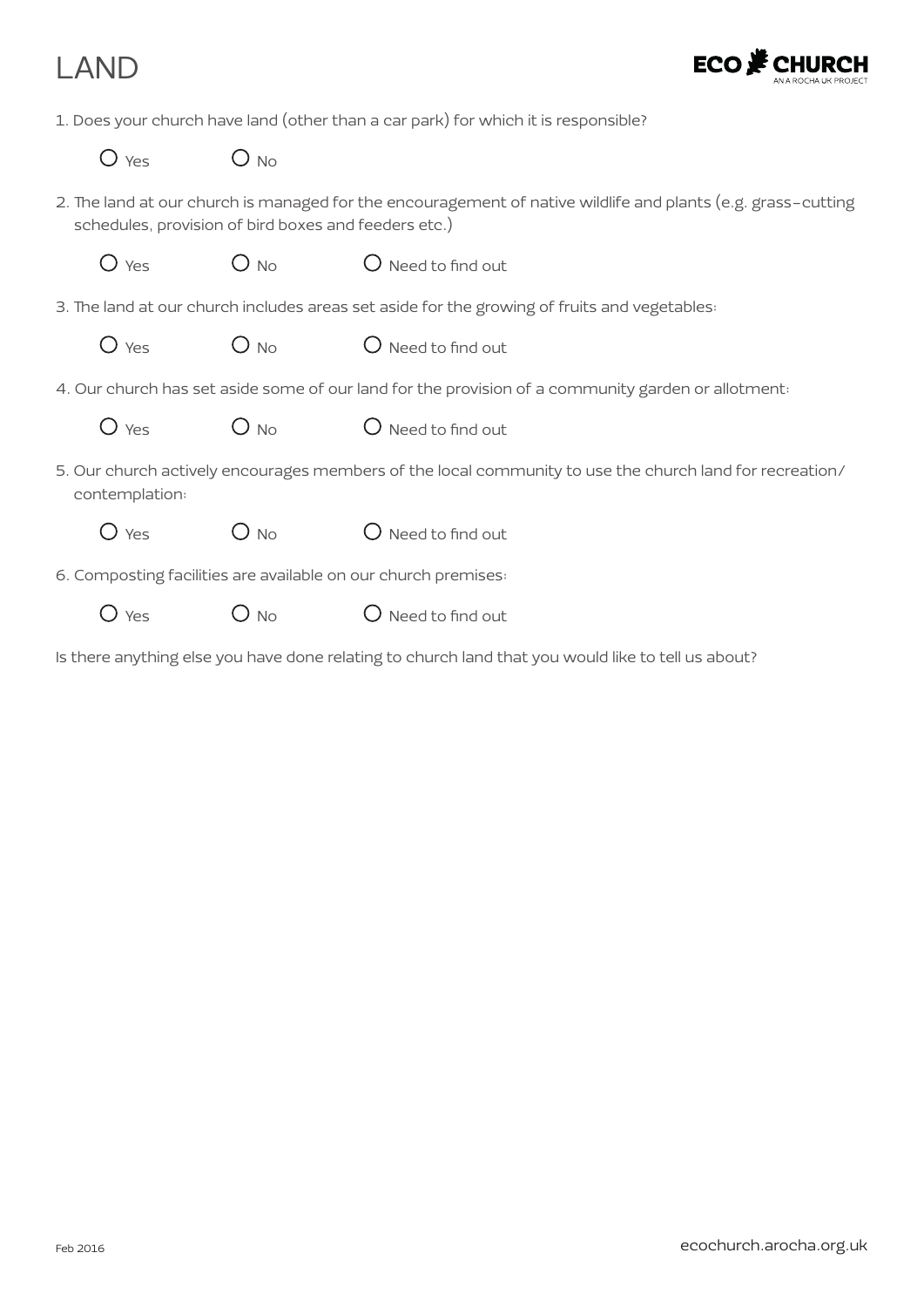# LAND

ECO CHURCH
AN A ROCHA UK PROJECT

1. Does your church have land (other than a car park) for which it is responsible?

   ○ Yes ○ No

2. The land at our church is managed for the encouragement of native wildlife and plants (e.g. grass-cutting schedules, provision of bird boxes and feeders etc.)

   ○ Yes ○ No ○ Need to find out

3. The land at our church includes areas set aside for the growing of fruits and vegetables:

   ○ Yes ○ No ○ Need to find out

4. Our church has set aside some of our land for the provision of a community garden or allotment:

   ○ Yes ○ No ○ Need to find out

5. Our church actively encourages members of the local community to use the church land for recreation/ contemplation:

   ○ Yes ○ No ○ Need to find out

6. Composting facilities are available on our church premises:

   ○ Yes ○ No ○ Need to find out

Is there anything else you have done relating to church land that you would like to tell us about?

Feb 2016

ecochurch.arocha.org.uk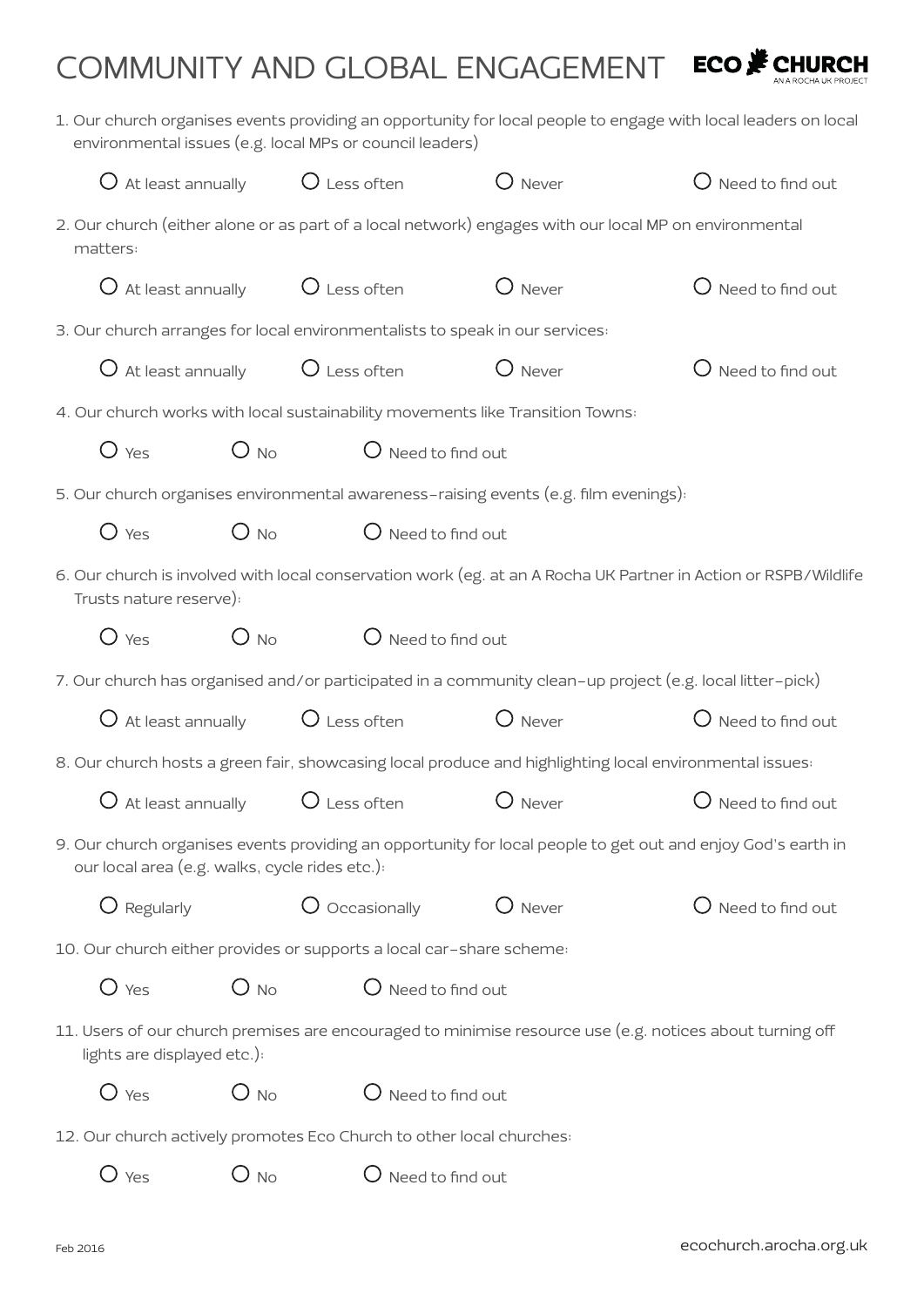# COMMUNITY AND GLOBAL ENGAGEMENT

ECO CHURCH
AN A ROCHA UK PROJECT

1. Our church organises events providing an opportunity for local people to engage with local leaders on local environmental issues (e.g. local MPs or council leaders)

   ○ At least annually ○ Less often ○ Never ○ Need to find out

2. Our church (either alone or as part of a local network) engages with our local MP on environmental matters:

   ○ At least annually ○ Less often ○ Never ○ Need to find out

3. Our church arranges for local environmentalists to speak in our services:

   ○ At least annually ○ Less often ○ Never ○ Need to find out

4. Our church works with local sustainability movements like Transition Towns:

   ○ Yes ○ No ○ Need to find out

5. Our church organises environmental awareness-raising events (e.g. film evenings):

   ○ Yes ○ No ○ Need to find out

6. Our church is involved with local conservation work (eg. at an A Rocha UK Partner in Action or RSPB/Wildlife Trusts nature reserve):

   ○ Yes ○ No ○ Need to find out

7. Our church has organised and/or participated in a community clean-up project (e.g. local litter-pick)

   ○ At least annually ○ Less often ○ Never ○ Need to find out

8. Our church hosts a green fair, showcasing local produce and highlighting local environmental issues:

   ○ At least annually ○ Less often ○ Never ○ Need to find out

9. Our church organises events providing an opportunity for local people to get out and enjoy God's earth in our local area (e.g. walks, cycle rides etc.):

   ○ Regularly ○ Occasionally ○ Never ○ Need to find out

10. Our church either provides or supports a local car-share scheme:

    ○ Yes ○ No ○ Need to find out

11. Users of our church premises are encouraged to minimise resource use (e.g. notices about turning off lights are displayed etc.):

    ○ Yes ○ No ○ Need to find out

12. Our church actively promotes Eco Church to other local churches:

    ○ Yes ○ No ○ Need to find out

Feb 2016

ecochurch.arocha.org.uk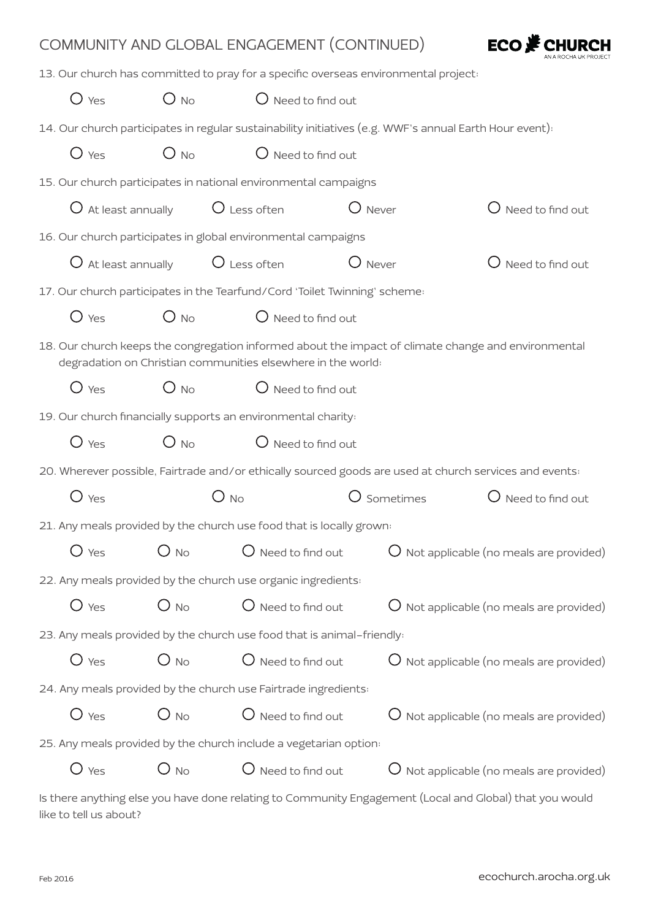## COMMUNITY AND GLOBAL ENGAGEMENT (CONTINUED)

13. Our church has committed to pray for a specific overseas environmental project:

   ○ Yes ○ No ○ Need to find out

14. Our church participates in regular sustainability initiatives (e.g. WWF's annual Earth Hour event):

   ○ Yes ○ No ○ Need to find out

15. Our church participates in national environmental campaigns

   ○ At least annually ○ Less often ○ Never ○ Need to find out

16. Our church participates in global environmental campaigns

   ○ At least annually ○ Less often ○ Never ○ Need to find out

17. Our church participates in the Tearfund/Cord 'Toilet Twinning' scheme:

   ○ Yes ○ No ○ Need to find out

18. Our church keeps the congregation informed about the impact of climate change and environmental degradation on Christian communities elsewhere in the world:

   ○ Yes ○ No ○ Need to find out

19. Our church financially supports an environmental charity:

   ○ Yes ○ No ○ Need to find out

20. Wherever possible, Fairtrade and/or ethically sourced goods are used at church services and events:

   ○ Yes ○ No ○ Sometimes ○ Need to find out

21. Any meals provided by the church use food that is locally grown:

   ○ Yes ○ No ○ Need to find out ○ Not applicable (no meals are provided)

22. Any meals provided by the church use organic ingredients:

   ○ Yes ○ No ○ Need to find out ○ Not applicable (no meals are provided)

23. Any meals provided by the church use food that is animal-friendly:

   ○ Yes ○ No ○ Need to find out ○ Not applicable (no meals are provided)

24. Any meals provided by the church use Fairtrade ingredients:

   ○ Yes ○ No ○ Need to find out ○ Not applicable (no meals are provided)

25. Any meals provided by the church include a vegetarian option:

   ○ Yes ○ No ○ Need to find out ○ Not applicable (no meals are provided)

Is there anything else you have done relating to Community Engagement (Local and Global) that you would like to tell us about?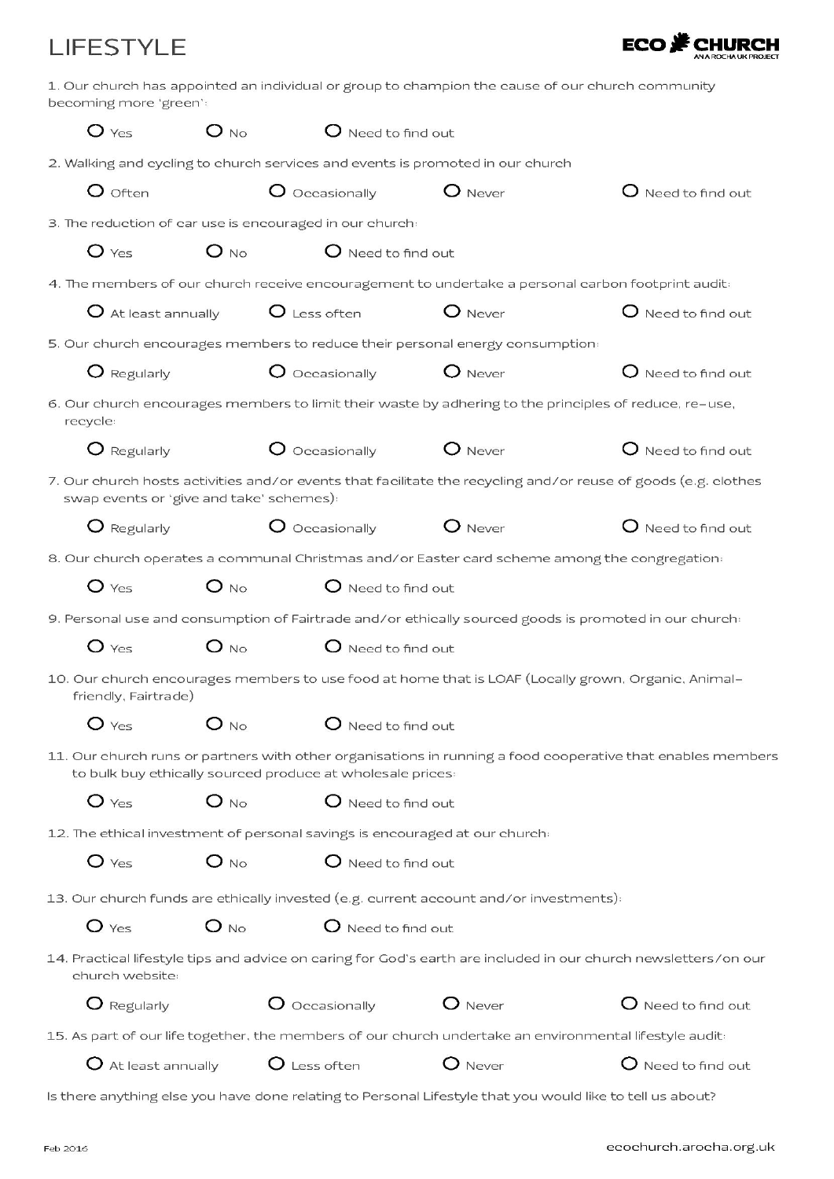# LIFESTYLE

ECO CHURCH
AN A ROCHA UK PROJECT

1. Our church has appointed an individual or group to champion the cause of our church community becoming more 'green':

- Yes
- No
- Need to find out

2. Walking and cycling to church services and events is promoted in our church

- Often
- Occasionally
- Never
- Need to find out

3. The reduction of car use is encouraged in our church:

- Yes
- No
- Need to find out

4. The members of our church receive encouragement to undertake a personal carbon footprint audit:

- At least annually
- Less often
- Never
- Need to find out

5. Our church encourages members to reduce their personal energy consumption:

- Regularly
- Occasionally
- Never
- Need to find out

6. Our church encourages members to limit their waste by adhering to the principles of reduce, re-use, recycle:

- Regularly
- Occasionally
- Never
- Need to find out

7. Our church hosts activities and/or events that facilitate the recycling and/or reuse of goods (e.g. clothes swap events or 'give and take' schemes):

- Regularly
- Occasionally
- Never
- Need to find out

8. Our church operates a communal Christmas and/or Easter card scheme among the congregation:

- Yes
- No
- Need to find out

9. Personal use and consumption of Fairtrade and/or ethically sourced goods is promoted in our church:

- Yes
- No
- Need to find out

10. Our church encourages members to use food at home that is LOAF (Locally grown, Organic, Animal-friendly, Fairtrade)

- Yes
- No
- Need to find out

11. Our church runs or partners with other organisations in running a food cooperative that enables members to bulk buy ethically sourced produce at wholesale prices:

- Yes
- No
- Need to find out

12. The ethical investment of personal savings is encouraged at our church:

- Yes
- No
- Need to find out

13. Our church funds are ethically invested (e.g. current account and/or investments):

- Yes
- No
- Need to find out

14. Practical lifestyle tips and advice on caring for God's earth are included in our church newsletters/on our church website:

- Regularly
- Occasionally
- Never
- Need to find out

15. As part of our life together, the members of our church undertake an environmental lifestyle audit:

- At least annually
- Less often
- Never
- Need to find out

Is there anything else you have done relating to Personal Lifestyle that you would like to tell us about?

Feb 2016

ecochurch.arocha.org.uk